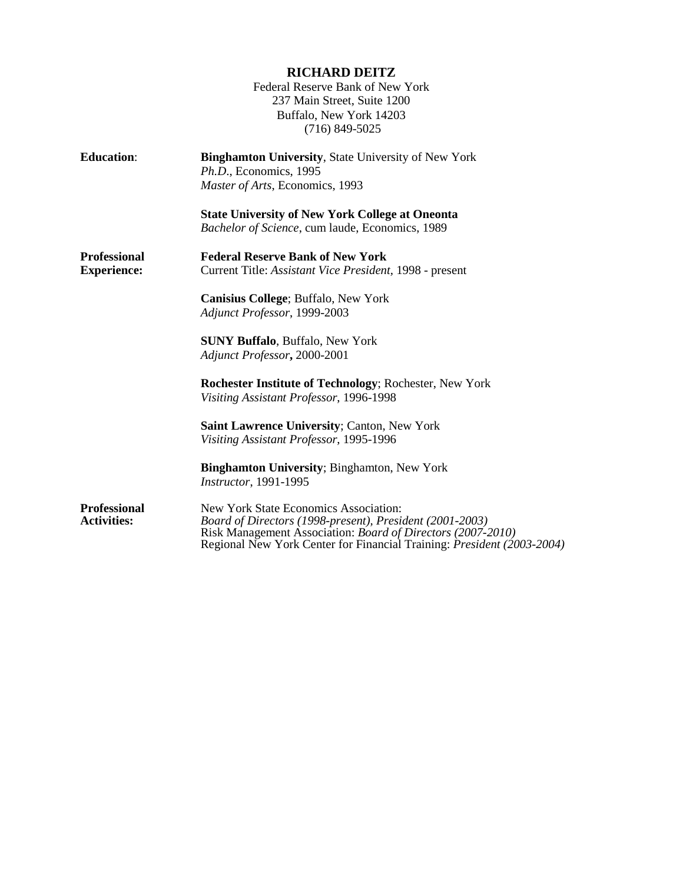# RICHARD DEITZ

Federal Reserve Bank of New York
237 Main Street, Suite 1200
Buffalo, New York 14203
(716) 849-5025

**Education**:

**Binghamton University**, State University of New York
*Ph.D.*, Economics, 1995
*Master of Arts*, Economics, 1993

**State University of New York College at Oneonta**
*Bachelor of Science*, cum laude, Economics, 1989

**Professional Experience:**

**Federal Reserve Bank of New York**
Current Title: *Assistant Vice President,* 1998 - present

**Canisius College**; Buffalo, New York
*Adjunct Professor*, 1999-2003

**SUNY Buffalo**, Buffalo, New York
*Adjunct Professor***,** 2000-2001

**Rochester Institute of Technology**; Rochester, New York
*Visiting Assistant Professor*, 1996-1998

**Saint Lawrence University**; Canton, New York
*Visiting Assistant Professor*, 1995-1996

**Binghamton University**; Binghamton, New York
*Instructor*, 1991-1995

**Professional Activities:**

New York State Economics Association:
*Board of Directors (1998-present), President (2001-2003)*
Risk Management Association: *Board of Directors (2007-2010)*
Regional New York Center for Financial Training: *President (2003-2004)*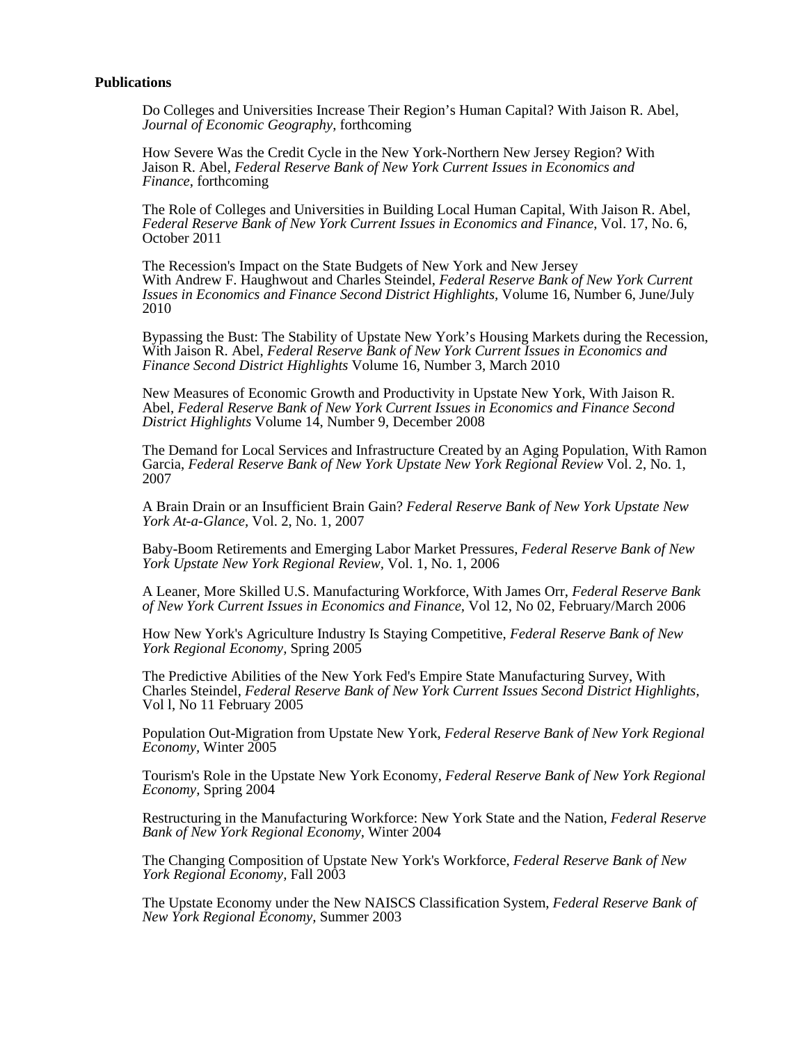**Publications**

Do Colleges and Universities Increase Their Region's Human Capital? With Jaison R. Abel, *Journal of Economic Geography*, forthcoming

How Severe Was the Credit Cycle in the New York-Northern New Jersey Region? With Jaison R. Abel, *Federal Reserve Bank of New York Current Issues in Economics and Finance*, forthcoming

The Role of Colleges and Universities in Building Local Human Capital, With Jaison R. Abel, *Federal Reserve Bank of New York Current Issues in Economics and Finance*, Vol. 17, No. 6, October 2011

The Recession's Impact on the State Budgets of New York and New Jersey
With Andrew F. Haughwout and Charles Steindel, *Federal Reserve Bank of New York Current Issues in Economics and Finance Second District Highlights*, Volume 16, Number 6, June/July 2010

Bypassing the Bust: The Stability of Upstate New York's Housing Markets during the Recession, With Jaison R. Abel, *Federal Reserve Bank of New York Current Issues in Economics and Finance Second District Highlights* Volume 16, Number 3, March 2010

New Measures of Economic Growth and Productivity in Upstate New York, With Jaison R. Abel, *Federal Reserve Bank of New York Current Issues in Economics and Finance Second District Highlights* Volume 14, Number 9, December 2008

The Demand for Local Services and Infrastructure Created by an Aging Population, With Ramon Garcia, *Federal Reserve Bank of New York Upstate New York Regional Review* Vol. 2, No. 1, 2007

A Brain Drain or an Insufficient Brain Gain? *Federal Reserve Bank of New York Upstate New York At-a-Glance*, Vol. 2, No. 1, 2007

Baby-Boom Retirements and Emerging Labor Market Pressures, *Federal Reserve Bank of New York Upstate New York Regional Review*, Vol. 1, No. 1, 2006

A Leaner, More Skilled U.S. Manufacturing Workforce, With James Orr, *Federal Reserve Bank of New York Current Issues in Economics and Finance*, Vol 12, No 02, February/March 2006

How New York's Agriculture Industry Is Staying Competitive, *Federal Reserve Bank of New York Regional Economy*, Spring 2005

The Predictive Abilities of the New York Fed's Empire State Manufacturing Survey, With Charles Steindel, *Federal Reserve Bank of New York Current Issues Second District Highlights*, Vol l, No 11 February 2005

Population Out-Migration from Upstate New York, *Federal Reserve Bank of New York Regional Economy*, Winter 2005

Tourism's Role in the Upstate New York Economy, *Federal Reserve Bank of New York Regional Economy*, Spring 2004

Restructuring in the Manufacturing Workforce: New York State and the Nation, *Federal Reserve Bank of New York Regional Economy*, Winter 2004

The Changing Composition of Upstate New York's Workforce, *Federal Reserve Bank of New York Regional Economy*, Fall 2003

The Upstate Economy under the New NAISCS Classification System, *Federal Reserve Bank of New York Regional Economy*, Summer 2003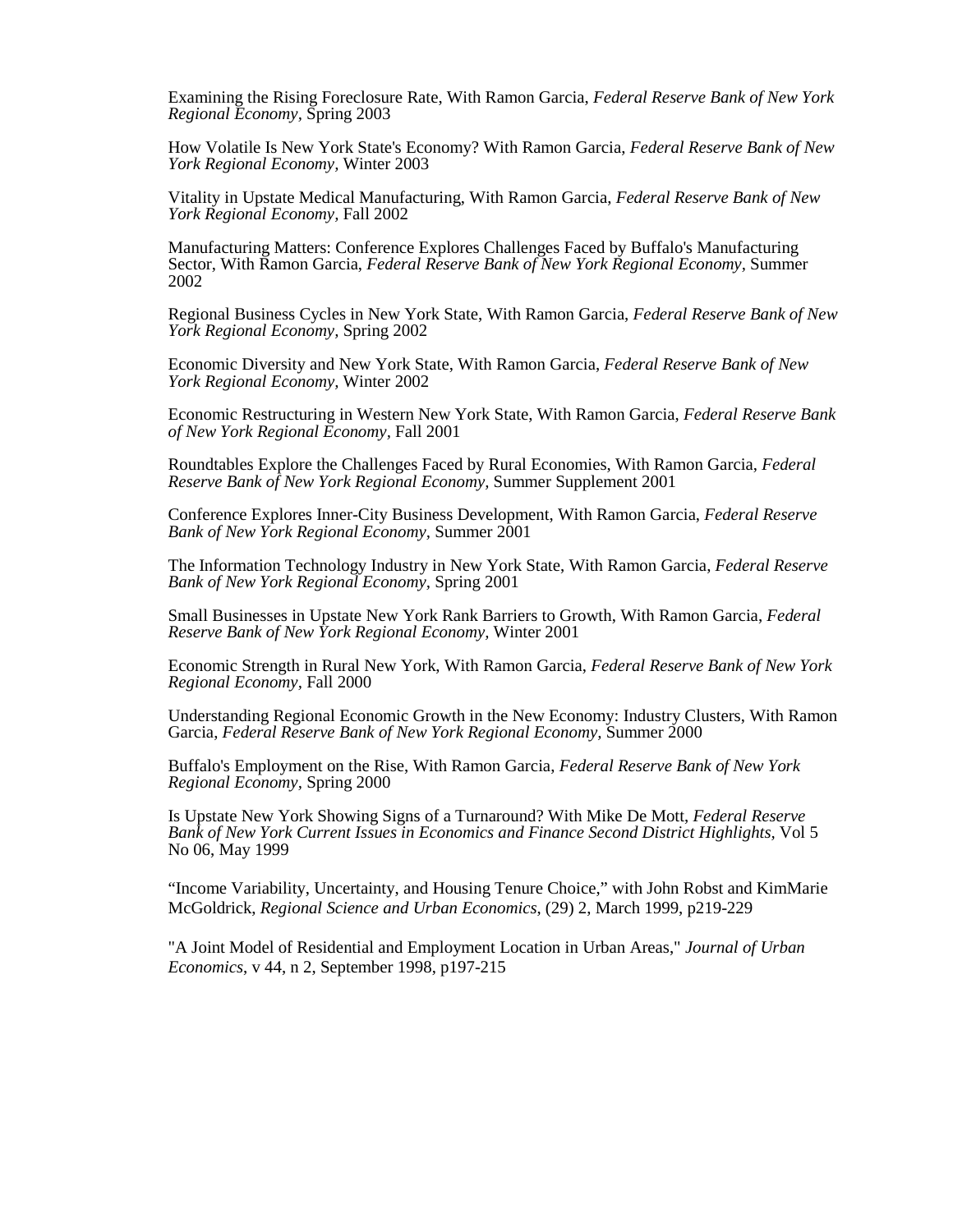Examining the Rising Foreclosure Rate, With Ramon Garcia, *Federal Reserve Bank of New York Regional Economy*, Spring 2003

How Volatile Is New York State's Economy? With Ramon Garcia, *Federal Reserve Bank of New York Regional Economy,* Winter 2003

Vitality in Upstate Medical Manufacturing, With Ramon Garcia, *Federal Reserve Bank of New York Regional Economy,* Fall 2002

Manufacturing Matters: Conference Explores Challenges Faced by Buffalo's Manufacturing Sector, With Ramon Garcia, *Federal Reserve Bank of New York Regional Economy,* Summer 2002

Regional Business Cycles in New York State, With Ramon Garcia, *Federal Reserve Bank of New York Regional Economy,* Spring 2002

Economic Diversity and New York State, With Ramon Garcia, *Federal Reserve Bank of New York Regional Economy,* Winter 2002

Economic Restructuring in Western New York State, With Ramon Garcia, *Federal Reserve Bank of New York Regional Economy*, Fall 2001

Roundtables Explore the Challenges Faced by Rural Economies, With Ramon Garcia, *Federal Reserve Bank of New York Regional Economy,* Summer Supplement 2001

Conference Explores Inner-City Business Development, With Ramon Garcia, *Federal Reserve Bank of New York Regional Economy,* Summer 2001

The Information Technology Industry in New York State, With Ramon Garcia, *Federal Reserve Bank of New York Regional Economy,* Spring 2001

Small Businesses in Upstate New York Rank Barriers to Growth, With Ramon Garcia, *Federal Reserve Bank of New York Regional Economy,* Winter 2001

Economic Strength in Rural New York, With Ramon Garcia, *Federal Reserve Bank of New York Regional Economy*, Fall 2000

Understanding Regional Economic Growth in the New Economy: Industry Clusters, With Ramon Garcia, *Federal Reserve Bank of New York Regional Economy,* Summer 2000

Buffalo's Employment on the Rise, With Ramon Garcia, *Federal Reserve Bank of New York Regional Economy,* Spring 2000

Is Upstate New York Showing Signs of a Turnaround? With Mike De Mott, *Federal Reserve Bank of New York Current Issues in Economics and Finance Second District Highlights,* Vol 5 No 06, May 1999

"Income Variability, Uncertainty, and Housing Tenure Choice," with John Robst and KimMarie McGoldrick, *Regional Science and Urban Economics*, (29) 2, March 1999, p219-229

"A Joint Model of Residential and Employment Location in Urban Areas," *Journal of Urban Economics*, v 44, n 2, September 1998, p197-215